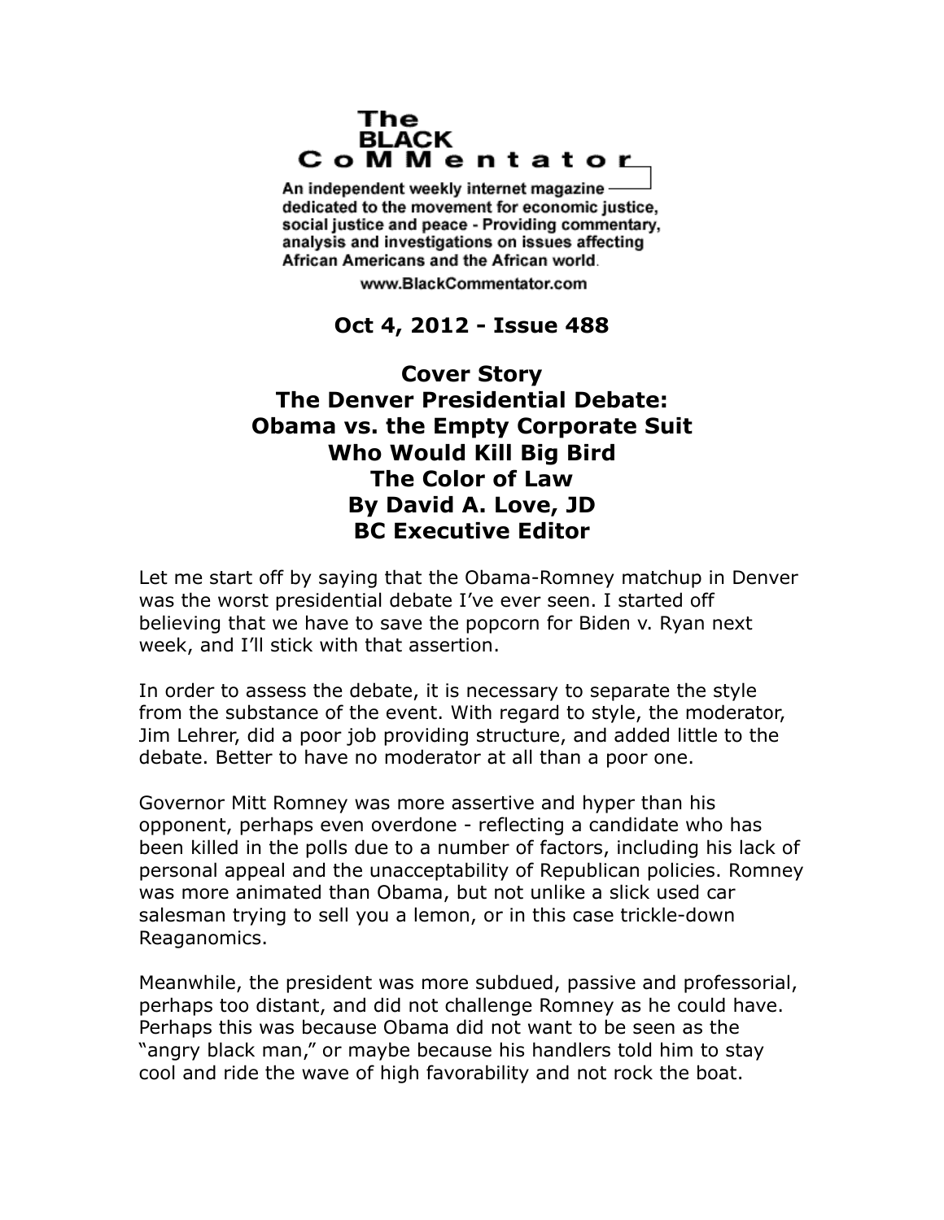# The BLACK CoMMentator

An independent weekly internet magazine dedicated to the movement for economic justice, social justice and peace - Providing commentary, analysis and investigations on issues affecting African Americans and the African world.

www.BlackCommentator.com

**Oct 4, 2012 - Issue 488**

## Cover Story
## The Denver Presidential Debate: Obama vs. the Empty Corporate Suit Who Would Kill Big Bird
## The Color of Law
**By David A. Love, JD**
**BC Executive Editor**

Let me start off by saying that the Obama-Romney matchup in Denver was the worst presidential debate I've ever seen. I started off believing that we have to save the popcorn for Biden v. Ryan next week, and I'll stick with that assertion.

In order to assess the debate, it is necessary to separate the style from the substance of the event. With regard to style, the moderator, Jim Lehrer, did a poor job providing structure, and added little to the debate. Better to have no moderator at all than a poor one.

Governor Mitt Romney was more assertive and hyper than his opponent, perhaps even overdone - reflecting a candidate who has been killed in the polls due to a number of factors, including his lack of personal appeal and the unacceptability of Republican policies. Romney was more animated than Obama, but not unlike a slick used car salesman trying to sell you a lemon, or in this case trickle-down Reaganomics.

Meanwhile, the president was more subdued, passive and professorial, perhaps too distant, and did not challenge Romney as he could have. Perhaps this was because Obama did not want to be seen as the "angry black man," or maybe because his handlers told him to stay cool and ride the wave of high favorability and not rock the boat.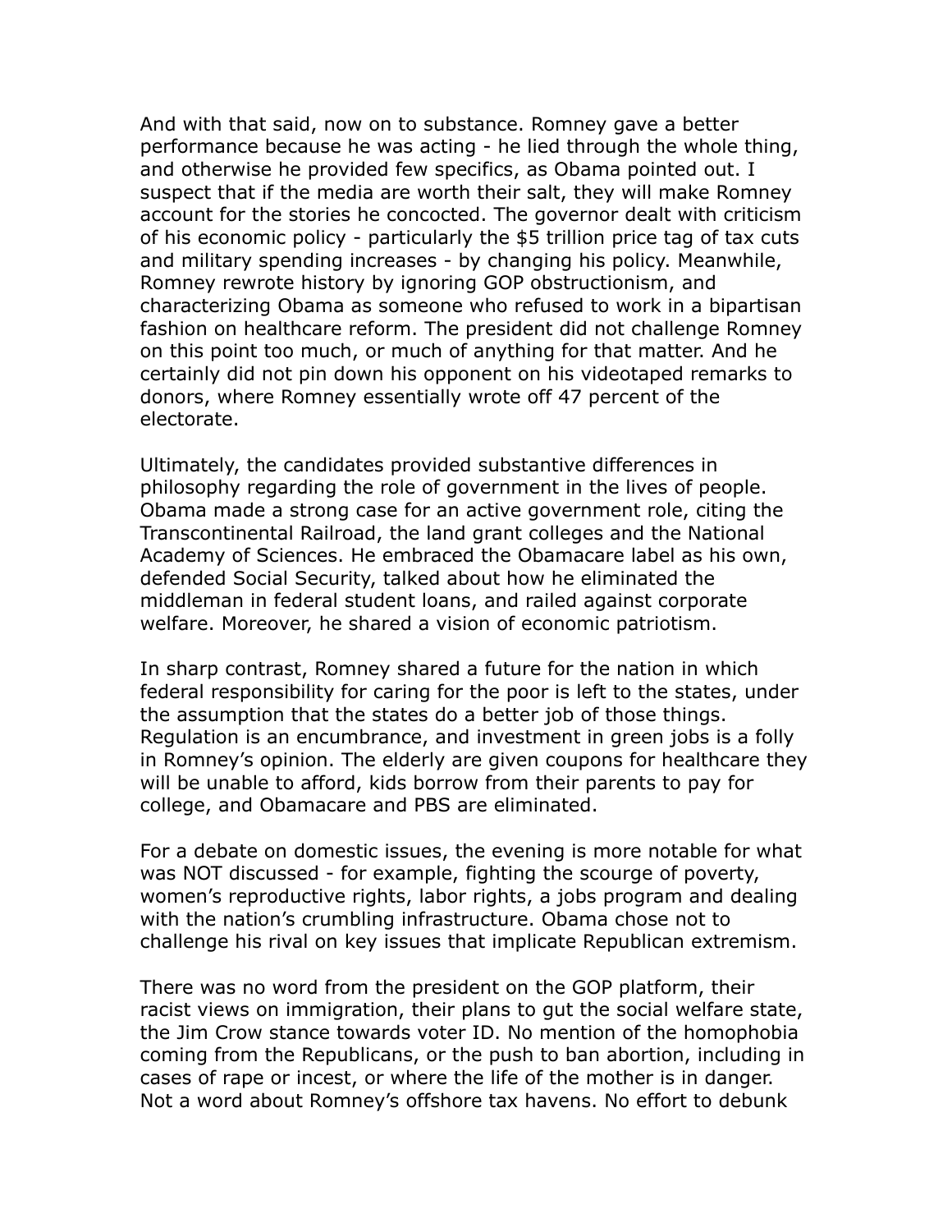And with that said, now on to substance. Romney gave a better performance because he was acting - he lied through the whole thing, and otherwise he provided few specifics, as Obama pointed out. I suspect that if the media are worth their salt, they will make Romney account for the stories he concocted. The governor dealt with criticism of his economic policy - particularly the $5 trillion price tag of tax cuts and military spending increases - by changing his policy. Meanwhile, Romney rewrote history by ignoring GOP obstructionism, and characterizing Obama as someone who refused to work in a bipartisan fashion on healthcare reform. The president did not challenge Romney on this point too much, or much of anything for that matter. And he certainly did not pin down his opponent on his videotaped remarks to donors, where Romney essentially wrote off 47 percent of the electorate.

Ultimately, the candidates provided substantive differences in philosophy regarding the role of government in the lives of people. Obama made a strong case for an active government role, citing the Transcontinental Railroad, the land grant colleges and the National Academy of Sciences. He embraced the Obamacare label as his own, defended Social Security, talked about how he eliminated the middleman in federal student loans, and railed against corporate welfare. Moreover, he shared a vision of economic patriotism.

In sharp contrast, Romney shared a future for the nation in which federal responsibility for caring for the poor is left to the states, under the assumption that the states do a better job of those things. Regulation is an encumbrance, and investment in green jobs is a folly in Romney's opinion. The elderly are given coupons for healthcare they will be unable to afford, kids borrow from their parents to pay for college, and Obamacare and PBS are eliminated.

For a debate on domestic issues, the evening is more notable for what was NOT discussed - for example, fighting the scourge of poverty, women's reproductive rights, labor rights, a jobs program and dealing with the nation's crumbling infrastructure. Obama chose not to challenge his rival on key issues that implicate Republican extremism.

There was no word from the president on the GOP platform, their racist views on immigration, their plans to gut the social welfare state, the Jim Crow stance towards voter ID. No mention of the homophobia coming from the Republicans, or the push to ban abortion, including in cases of rape or incest, or where the life of the mother is in danger. Not a word about Romney's offshore tax havens. No effort to debunk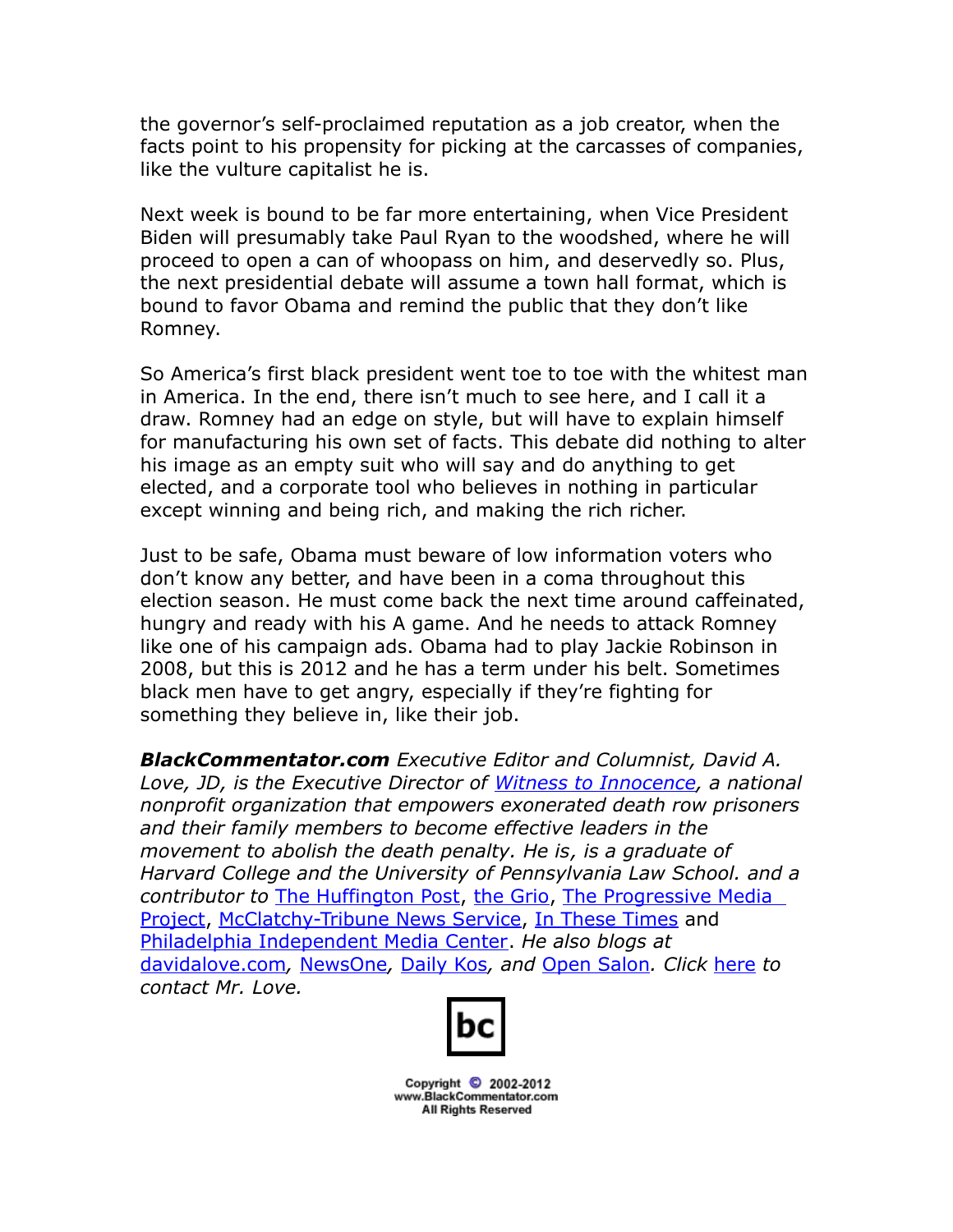the governor's self-proclaimed reputation as a job creator, when the facts point to his propensity for picking at the carcasses of companies, like the vulture capitalist he is.

Next week is bound to be far more entertaining, when Vice President Biden will presumably take Paul Ryan to the woodshed, where he will proceed to open a can of whoopass on him, and deservedly so. Plus, the next presidential debate will assume a town hall format, which is bound to favor Obama and remind the public that they don't like Romney.

So America's first black president went toe to toe with the whitest man in America. In the end, there isn't much to see here, and I call it a draw. Romney had an edge on style, but will have to explain himself for manufacturing his own set of facts. This debate did nothing to alter his image as an empty suit who will say and do anything to get elected, and a corporate tool who believes in nothing in particular except winning and being rich, and making the rich richer.

Just to be safe, Obama must beware of low information voters who don't know any better, and have been in a coma throughout this election season. He must come back the next time around caffeinated, hungry and ready with his A game. And he needs to attack Romney like one of his campaign ads. Obama had to play Jackie Robinson in 2008, but this is 2012 and he has a term under his belt. Sometimes black men have to get angry, especially if they're fighting for something they believe in, like their job.

***BlackCommentator.com** Executive Editor and Columnist, David A. Love, JD, is the Executive Director of Witness to Innocence, a national nonprofit organization that empowers exonerated death row prisoners and their family members to become effective leaders in the movement to abolish the death penalty. He is, is a graduate of Harvard College and the University of Pennsylvania Law School. and a contributor to* The Huffington Post, the Grio, The Progressive Media Project, McClatchy-Tribune News Service, In These Times and Philadelphia Independent Media Center. *He also blogs at* davidalove.com*,* NewsOne*,* Daily Kos*, and* Open Salon*. Click* here *to contact Mr. Love.*

bc

Copyright © 2002-2012
www.BlackCommentator.com
All Rights Reserved